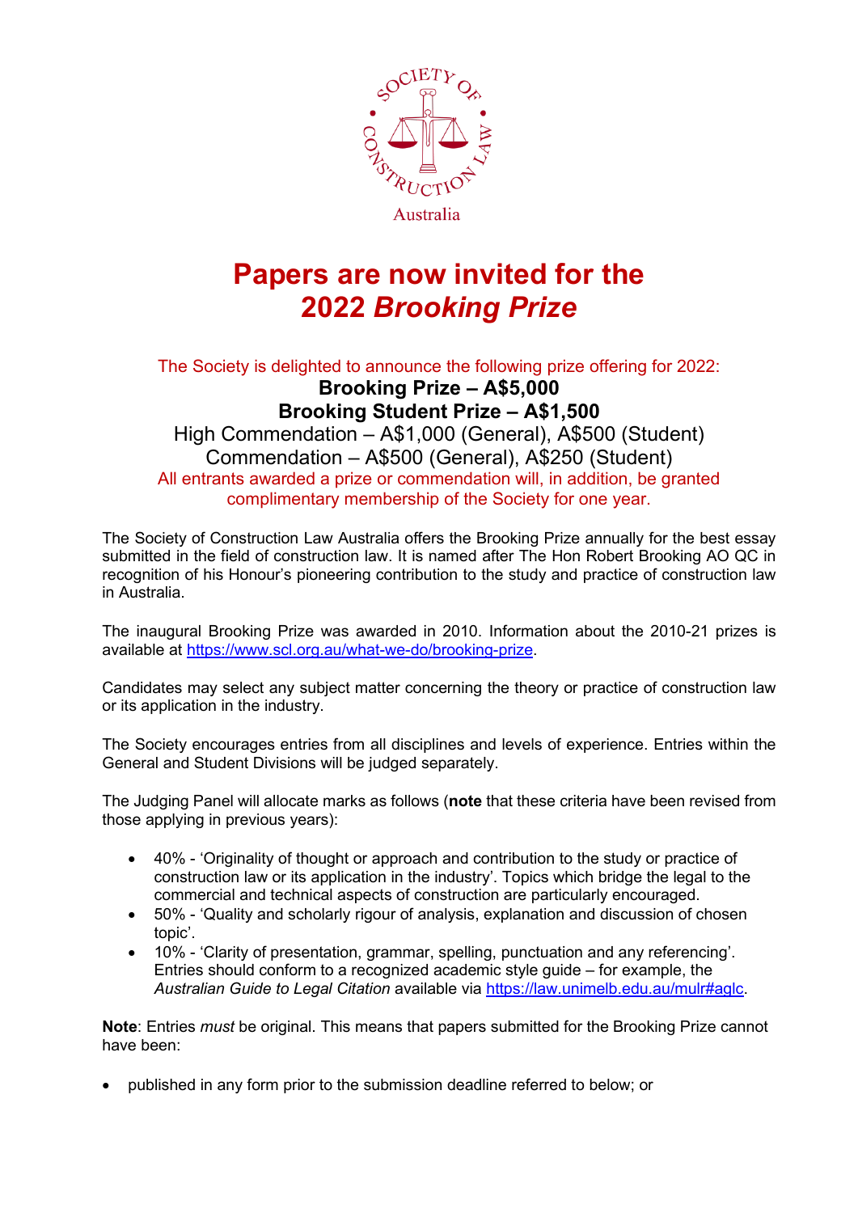Society of Construction Law Australia

# Papers are now invited for the *2022 Brooking Prize*

The Society is delighted to announce the following prize offering for 2022:

**Brooking Prize – A$5,000**

**Brooking Student Prize – A$1,500**

High Commendation – A$1,000 (General), A$500 (Student)

Commendation – A$500 (General), A$250 (Student)

All entrants awarded a prize or commendation will, in addition, be granted complimentary membership of the Society for one year.

The Society of Construction Law Australia offers the Brooking Prize annually for the best essay submitted in the field of construction law. It is named after The Hon Robert Brooking AO QC in recognition of his Honour's pioneering contribution to the study and practice of construction law in Australia.

The inaugural Brooking Prize was awarded in 2010. Information about the 2010-21 prizes is available at https://www.scl.org.au/what-we-do/brooking-prize.

Candidates may select any subject matter concerning the theory or practice of construction law or its application in the industry.

The Society encourages entries from all disciplines and levels of experience. Entries within the General and Student Divisions will be judged separately.

The Judging Panel will allocate marks as follows (**note** that these criteria have been revised from those applying in previous years):

- 40% - 'Originality of thought or approach and contribution to the study or practice of construction law or its application in the industry'. Topics which bridge the legal to the commercial and technical aspects of construction are particularly encouraged.
- 50% - 'Quality and scholarly rigour of analysis, explanation and discussion of chosen topic'.
- 10% - 'Clarity of presentation, grammar, spelling, punctuation and any referencing'. Entries should conform to a recognized academic style guide – for example, the *Australian Guide to Legal Citation* available via https://law.unimelb.edu.au/mulr#aglc.

**Note**: Entries *must* be original. This means that papers submitted for the Brooking Prize cannot have been:

- published in any form prior to the submission deadline referred to below; or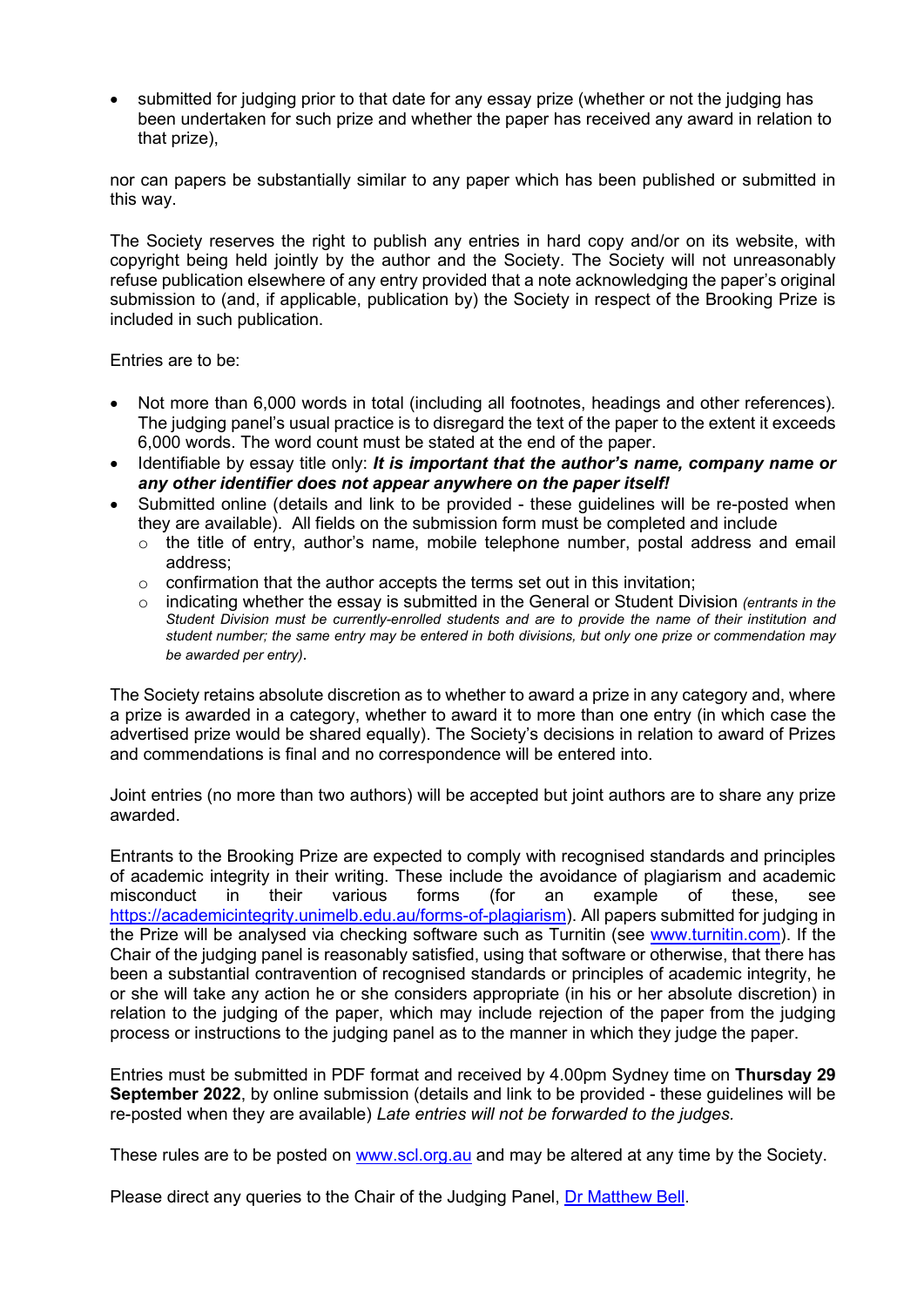- submitted for judging prior to that date for any essay prize (whether or not the judging has been undertaken for such prize and whether the paper has received any award in relation to that prize),

nor can papers be substantially similar to any paper which has been published or submitted in this way.

The Society reserves the right to publish any entries in hard copy and/or on its website, with copyright being held jointly by the author and the Society. The Society will not unreasonably refuse publication elsewhere of any entry provided that a note acknowledging the paper's original submission to (and, if applicable, publication by) the Society in respect of the Brooking Prize is included in such publication.

Entries are to be:

- Not more than 6,000 words in total (including all footnotes, headings and other references). The judging panel's usual practice is to disregard the text of the paper to the extent it exceeds 6,000 words. The word count must be stated at the end of the paper.
- Identifiable by essay title only: ***It is important that the author's name, company name or any other identifier does not appear anywhere on the paper itself!***
- Submitted online (details and link to be provided - these guidelines will be re-posted when they are available). All fields on the submission form must be completed and include
  - the title of entry, author's name, mobile telephone number, postal address and email address;
  - confirmation that the author accepts the terms set out in this invitation;
  - indicating whether the essay is submitted in the General or Student Division *(entrants in the Student Division must be currently-enrolled students and are to provide the name of their institution and student number; the same entry may be entered in both divisions, but only one prize or commendation may be awarded per entry)*.

The Society retains absolute discretion as to whether to award a prize in any category and, where a prize is awarded in a category, whether to award it to more than one entry (in which case the advertised prize would be shared equally). The Society's decisions in relation to award of Prizes and commendations is final and no correspondence will be entered into.

Joint entries (no more than two authors) will be accepted but joint authors are to share any prize awarded.

Entrants to the Brooking Prize are expected to comply with recognised standards and principles of academic integrity in their writing. These include the avoidance of plagiarism and academic misconduct in their various forms (for an example of these, see [https://academicintegrity.unimelb.edu.au/forms-of-plagiarism](https://academicintegrity.unimelb.edu.au/forms-of-plagiarism)). All papers submitted for judging in the Prize will be analysed via checking software such as Turnitin (see [www.turnitin.com](http://www.turnitin.com)). If the Chair of the judging panel is reasonably satisfied, using that software or otherwise, that there has been a substantial contravention of recognised standards or principles of academic integrity, he or she will take any action he or she considers appropriate (in his or her absolute discretion) in relation to the judging of the paper, which may include rejection of the paper from the judging process or instructions to the judging panel as to the manner in which they judge the paper.

Entries must be submitted in PDF format and received by 4.00pm Sydney time on **Thursday 29 September 2022**, by online submission (details and link to be provided - these guidelines will be re-posted when they are available) *Late entries will not be forwarded to the judges.*

These rules are to be posted on [www.scl.org.au](http://www.scl.org.au) and may be altered at any time by the Society.

Please direct any queries to the Chair of the Judging Panel, Dr Matthew Bell.